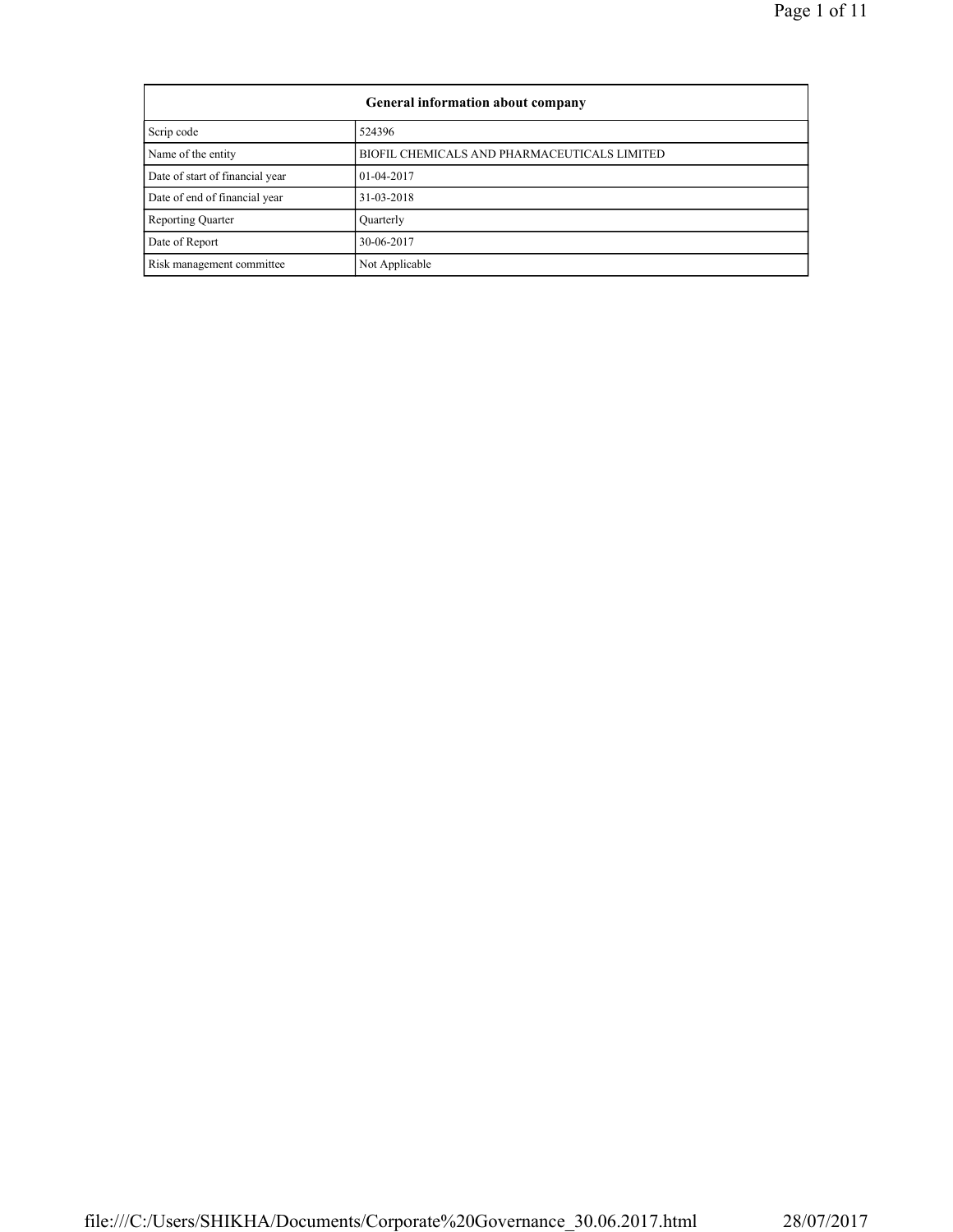| General information about company | |
|---|---|
| Scrip code | 524396 |
| Name of the entity | BIOFIL CHEMICALS AND PHARMACEUTICALS LIMITED |
| Date of start of financial year | 01-04-2017 |
| Date of end of financial year | 31-03-2018 |
| Reporting Quarter | Quarterly |
| Date of Report | 30-06-2017 |
| Risk management committee | Not Applicable |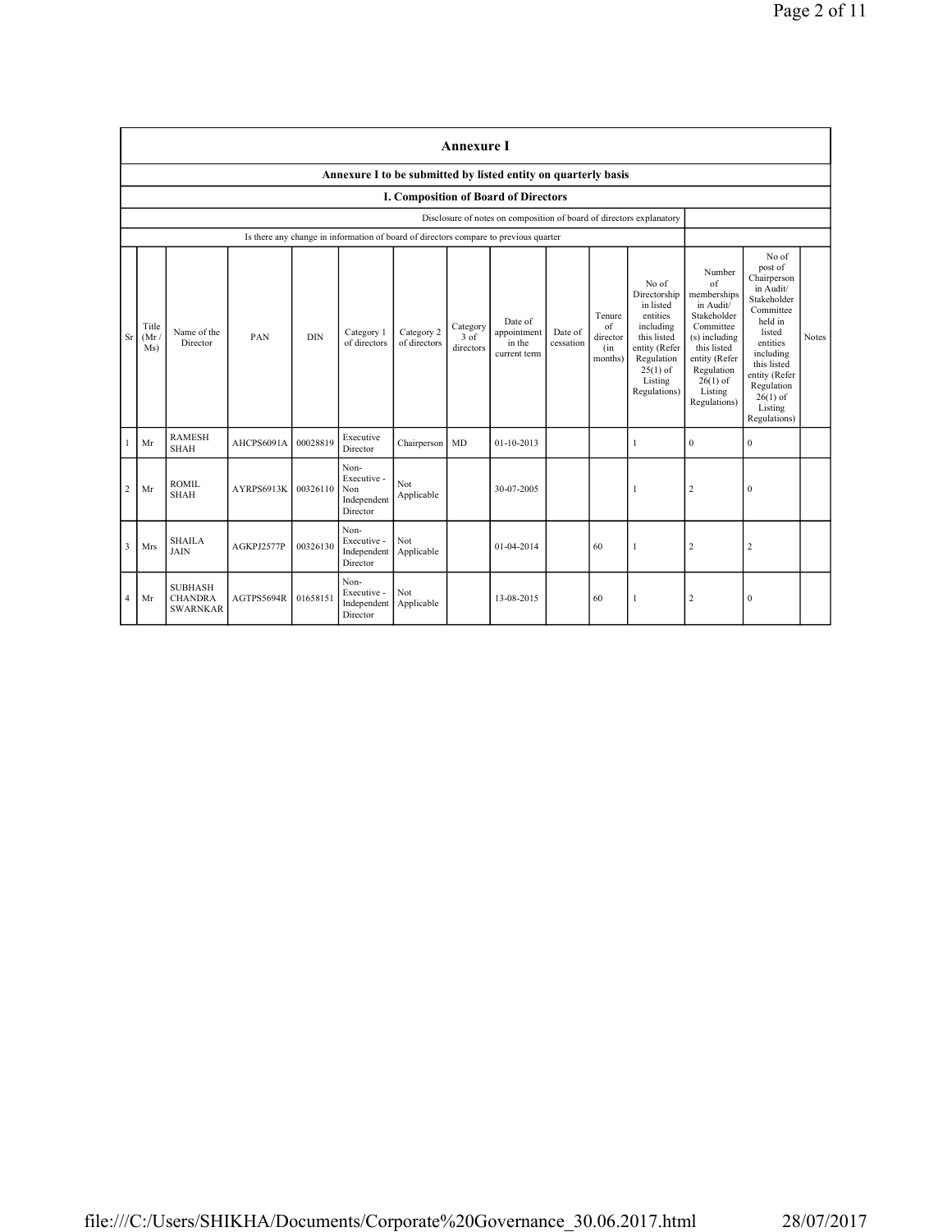## Annexure I

### Annexure I to be submitted by listed entity on quarterly basis

### I. Composition of Board of Directors

| Disclosure of notes on composition of board of directors explanatory | |
|---|---|
| Is there any change in information of board of directors compare to previous quarter | |

| Sr | Title (Mr / Ms) | Name of the Director | PAN | DIN | Category 1 of directors | Category 2 of directors | Category 3 of directors | Date of appointment in the current term | Date of cessation | Tenure of director (in months) | No of Directorship in listed entities including this listed entity (Refer Regulation 25(1) of Listing Regulations) | Number of memberships in Audit/ Stakeholder Committee (s) including this listed entity (Refer Regulation 26(1) of Listing Regulations) | No of post of Chairperson in Audit/ Stakeholder Committee held in listed entities including this listed entity (Refer Regulation 26(1) of Listing Regulations) | Notes |
|---|---|---|---|---|---|---|---|---|---|---|---|---|---|---|
| 1 | Mr | RAMESH SHAH | AHCPS6091A | 00028819 | Executive Director | Chairperson | MD | 01-10-2013 | | | 1 | 0 | 0 | |
| 2 | Mr | ROMIL SHAH | AYRPS6913K | 00326110 | Non-Executive - Non Independent Director | Not Applicable | | 30-07-2005 | | | 1 | 2 | 0 | |
| 3 | Mrs | SHAILA JAIN | AGKPJ2577P | 00326130 | Non-Executive - Independent Director | Not Applicable | | 01-04-2014 | | 60 | 1 | 2 | 2 | |
| 4 | Mr | SUBHASH CHANDRA SWARNKAR | AGTPS5694R | 01658151 | Non-Executive - Independent Director | Not Applicable | | 13-08-2015 | | 60 | 1 | 2 | 0 | |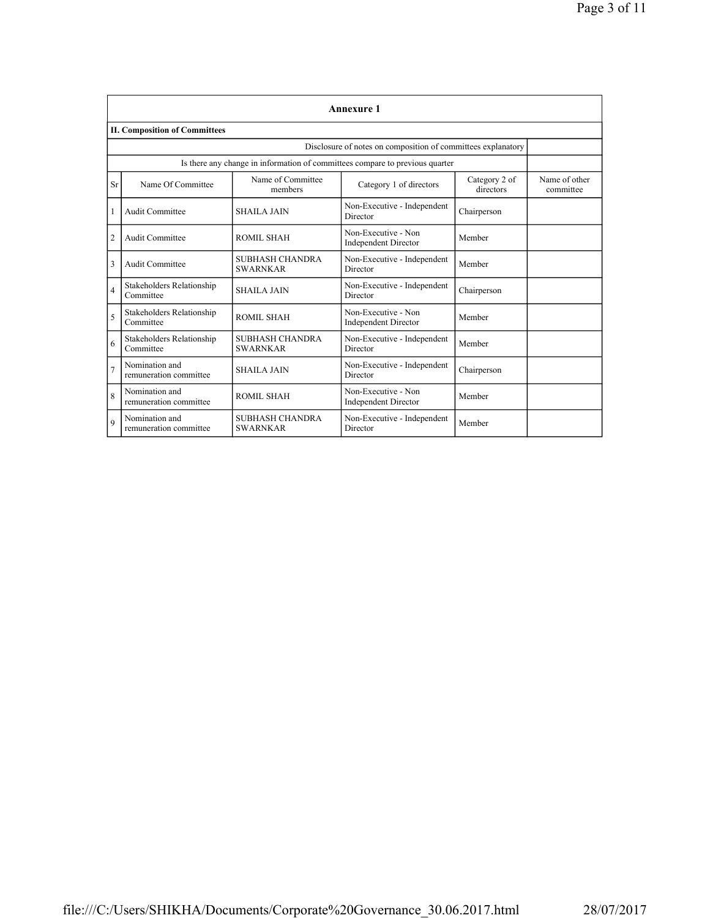## Annexure 1

### II. Composition of Committees

| Disclosure of notes on composition of committees explanatory | |
|---|---|
| Is there any change in information of committees compare to previous quarter | |

| Sr | Name Of Committee | Name of Committee members | Category 1 of directors | Category 2 of directors | Name of other committee |
|---|---|---|---|---|---|
| 1 | Audit Committee | SHAILA JAIN | Non-Executive - Independent Director | Chairperson | |
| 2 | Audit Committee | ROMIL SHAH | Non-Executive - Non Independent Director | Member | |
| 3 | Audit Committee | SUBHASH CHANDRA SWARNKAR | Non-Executive - Independent Director | Member | |
| 4 | Stakeholders Relationship Committee | SHAILA JAIN | Non-Executive - Independent Director | Chairperson | |
| 5 | Stakeholders Relationship Committee | ROMIL SHAH | Non-Executive - Non Independent Director | Member | |
| 6 | Stakeholders Relationship Committee | SUBHASH CHANDRA SWARNKAR | Non-Executive - Independent Director | Member | |
| 7 | Nomination and remuneration committee | SHAILA JAIN | Non-Executive - Independent Director | Chairperson | |
| 8 | Nomination and remuneration committee | ROMIL SHAH | Non-Executive - Non Independent Director | Member | |
| 9 | Nomination and remuneration committee | SUBHASH CHANDRA SWARNKAR | Non-Executive - Independent Director | Member | |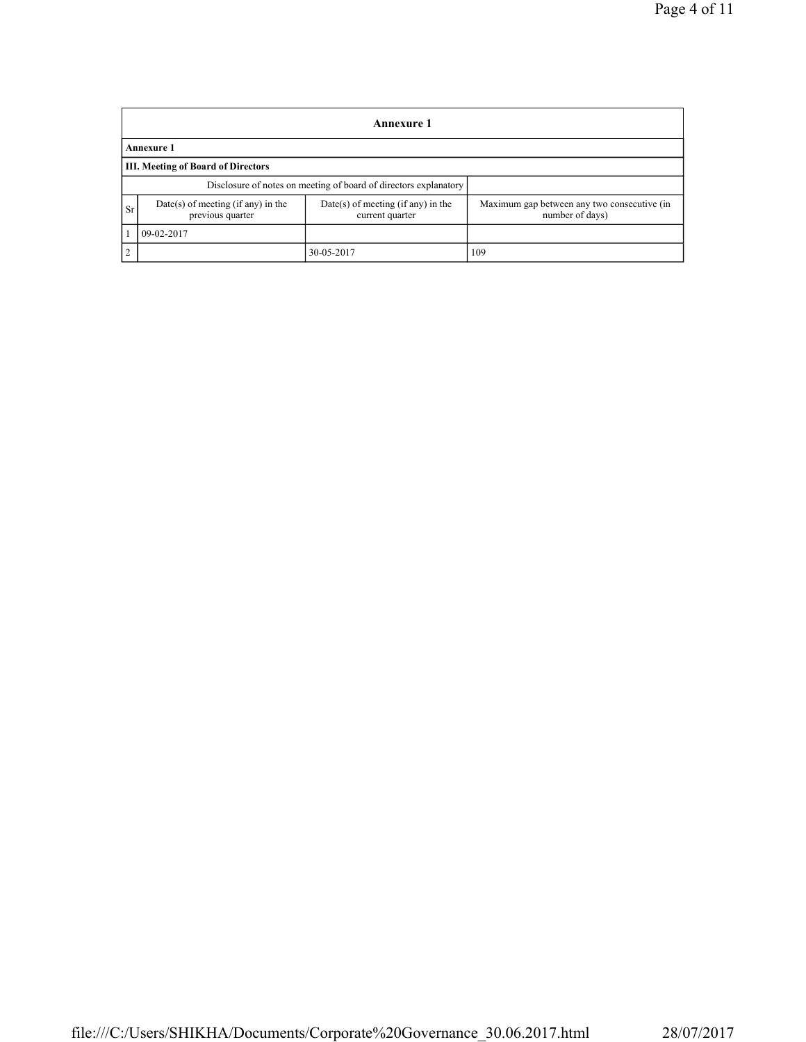## Annexure 1

**Annexure 1**

**III. Meeting of Board of Directors**

| Disclosure of notes on meeting of board of directors explanatory | | | |
|---|---|---|---|
| Sr | Date(s) of meeting (if any) in the previous quarter | Date(s) of meeting (if any) in the current quarter | Maximum gap between any two consecutive (in number of days) |
| 1 | 09-02-2017 | | |
| 2 | | 30-05-2017 | 109 |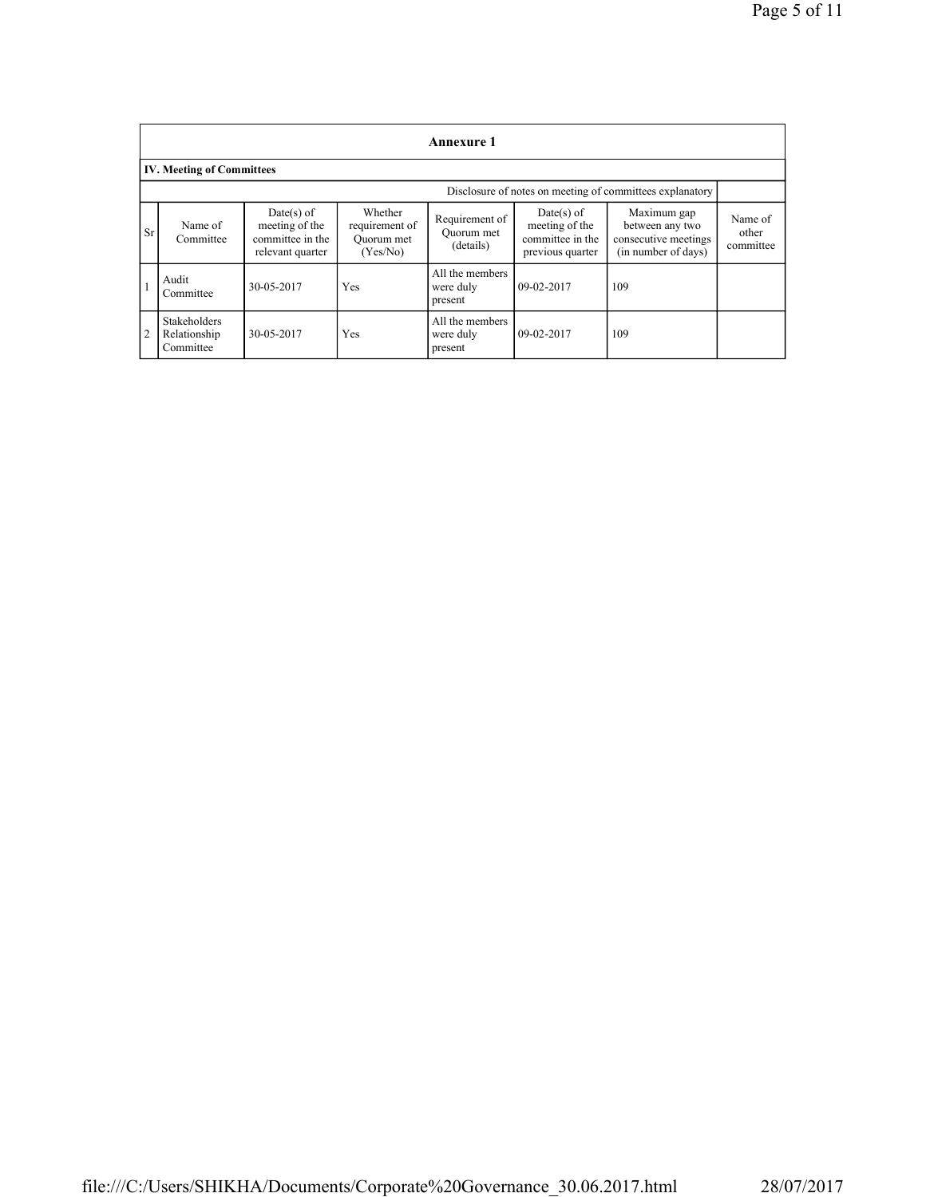## Annexure 1

### IV. Meeting of Committees

Disclosure of notes on meeting of committees explanatory

| Sr | Name of Committee | Date(s) of meeting of the committee in the relevant quarter | Whether requirement of Quorum met (Yes/No) | Requirement of Quorum met (details) | Date(s) of meeting of the committee in the previous quarter | Maximum gap between any two consecutive meetings (in number of days) | Name of other committee |
|---|---|---|---|---|---|---|---|
| 1 | Audit Committee | 30-05-2017 | Yes | All the members were duly present | 09-02-2017 | 109 | |
| 2 | Stakeholders Relationship Committee | 30-05-2017 | Yes | All the members were duly present | 09-02-2017 | 109 | |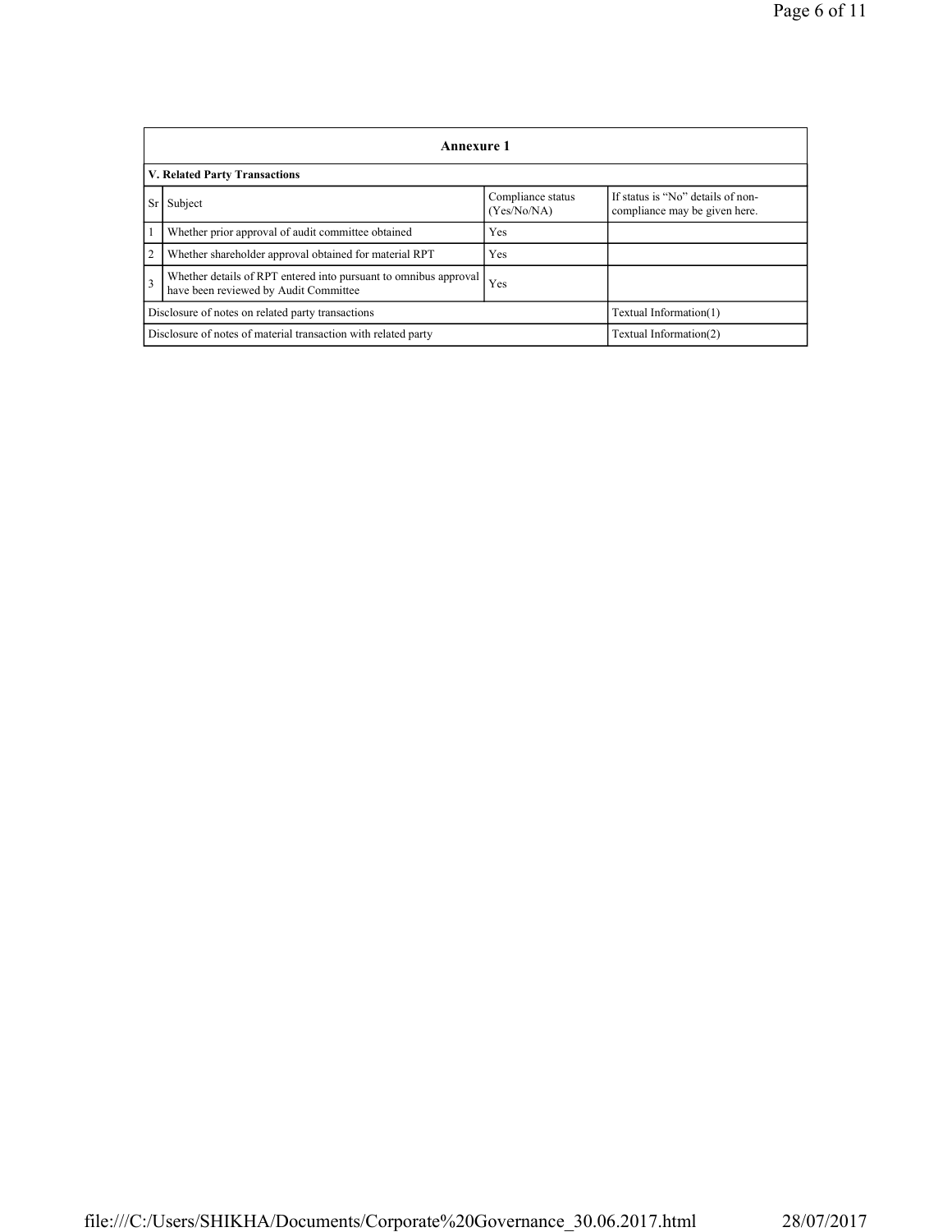## Annexure 1

### V. Related Party Transactions

| Sr | Subject | Compliance status (Yes/No/NA) | If status is "No" details of non-compliance may be given here. |
|---|---|---|---|
| 1 | Whether prior approval of audit committee obtained | Yes | |
| 2 | Whether shareholder approval obtained for material RPT | Yes | |
| 3 | Whether details of RPT entered into pursuant to omnibus approval have been reviewed by Audit Committee | Yes | |
| Disclosure of notes on related party transactions | | | Textual Information(1) |
| Disclosure of notes of material transaction with related party | | | Textual Information(2) |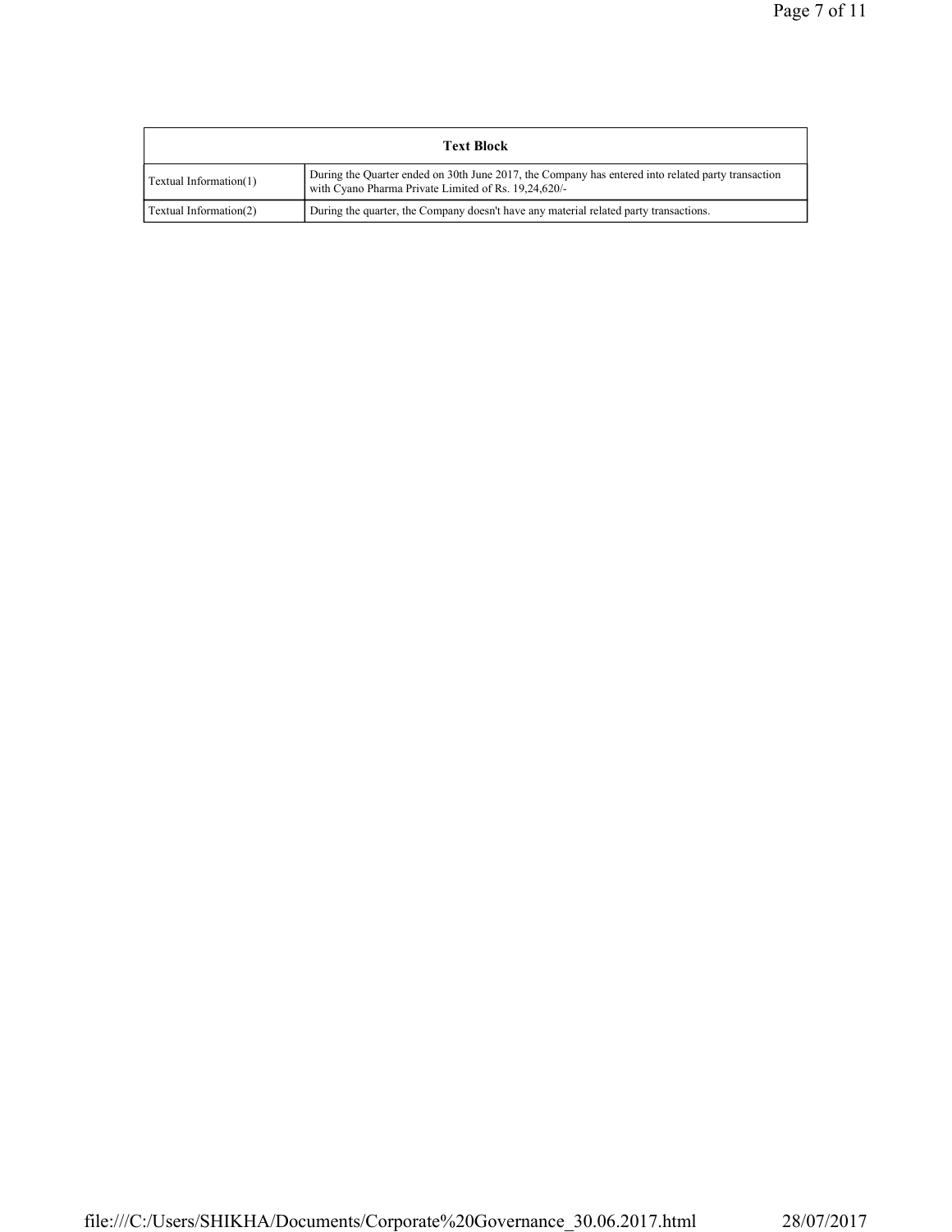| Text Block | |
| --- | --- |
| Textual Information(1) | During the Quarter ended on 30th June 2017, the Company has entered into related party transaction with Cyano Pharma Private Limited of Rs. 19,24,620/- |
| Textual Information(2) | During the quarter, the Company doesn't have any material related party transactions. |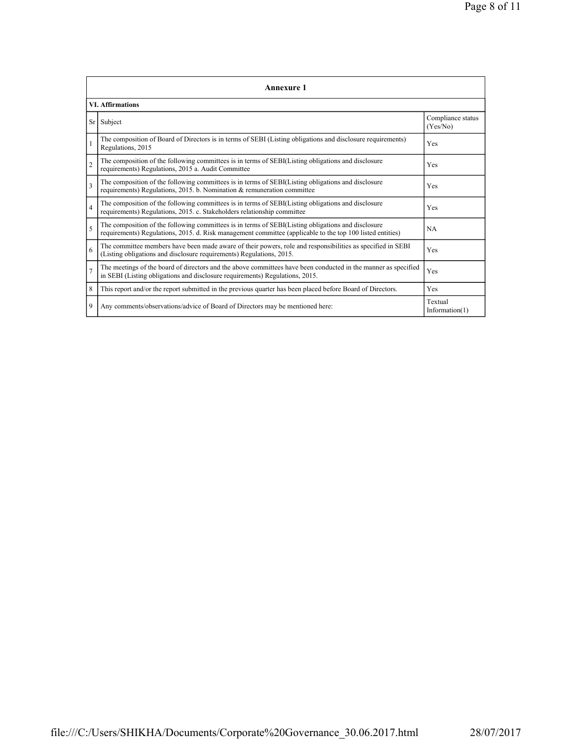## Annexure 1

### VI. Affirmations

| Sr | Subject | Compliance status (Yes/No) |
|---|---|---|
| 1 | The composition of Board of Directors is in terms of SEBI (Listing obligations and disclosure requirements) Regulations, 2015 | Yes |
| 2 | The composition of the following committees is in terms of SEBI(Listing obligations and disclosure requirements) Regulations, 2015 a. Audit Committee | Yes |
| 3 | The composition of the following committees is in terms of SEBI(Listing obligations and disclosure requirements) Regulations, 2015. b. Nomination & remuneration committee | Yes |
| 4 | The composition of the following committees is in terms of SEBI(Listing obligations and disclosure requirements) Regulations, 2015. c. Stakeholders relationship committee | Yes |
| 5 | The composition of the following committees is in terms of SEBI(Listing obligations and disclosure requirements) Regulations, 2015. d. Risk management committee (applicable to the top 100 listed entities) | NA |
| 6 | The committee members have been made aware of their powers, role and responsibilities as specified in SEBI (Listing obligations and disclosure requirements) Regulations, 2015. | Yes |
| 7 | The meetings of the board of directors and the above committees have been conducted in the manner as specified in SEBI (Listing obligations and disclosure requirements) Regulations, 2015. | Yes |
| 8 | This report and/or the report submitted in the previous quarter has been placed before Board of Directors. | Yes |
| 9 | Any comments/observations/advice of Board of Directors may be mentioned here: | Textual Information(1) |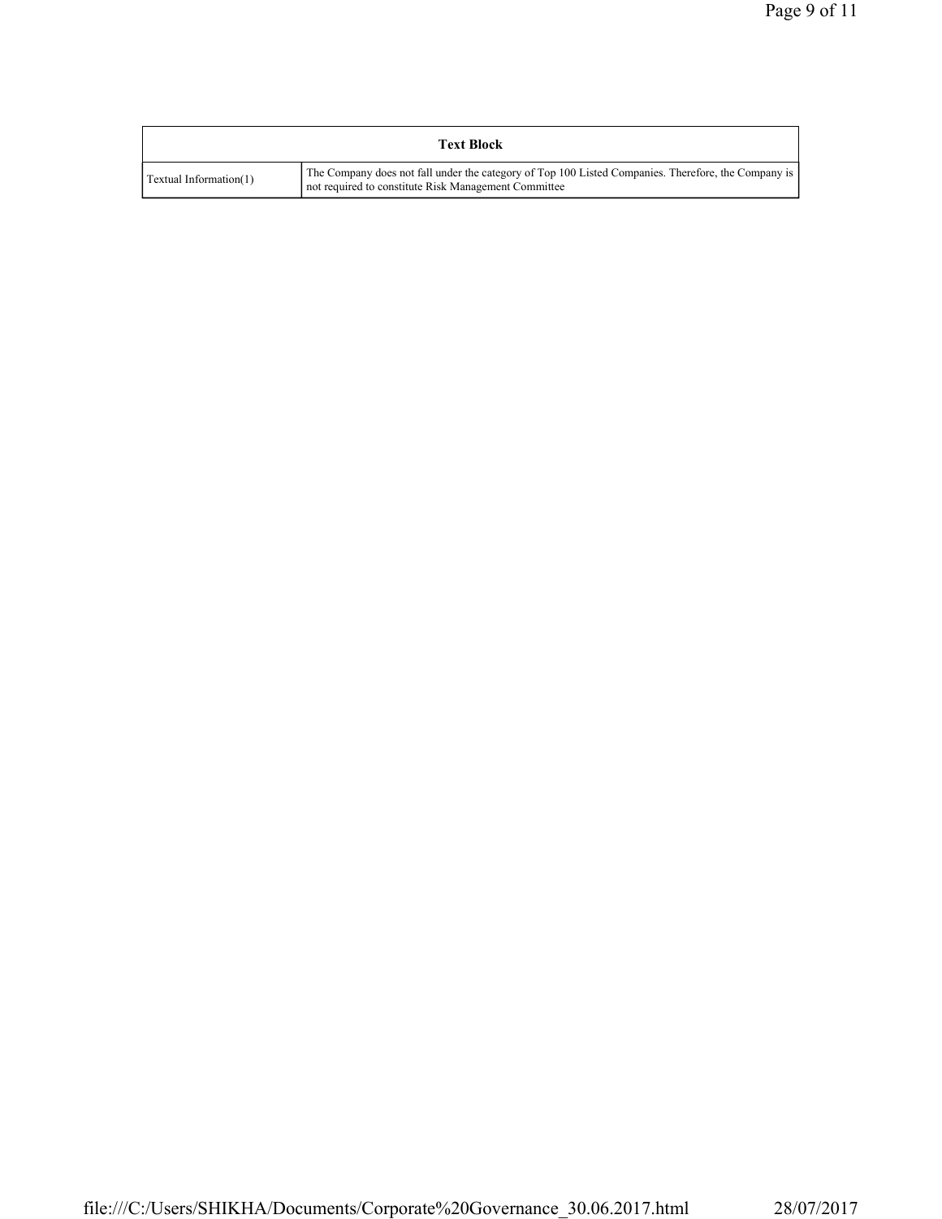| Text Block | |
|---|---|
| Textual Information(1) | The Company does not fall under the category of Top 100 Listed Companies. Therefore, the Company is not required to constitute Risk Management Committee |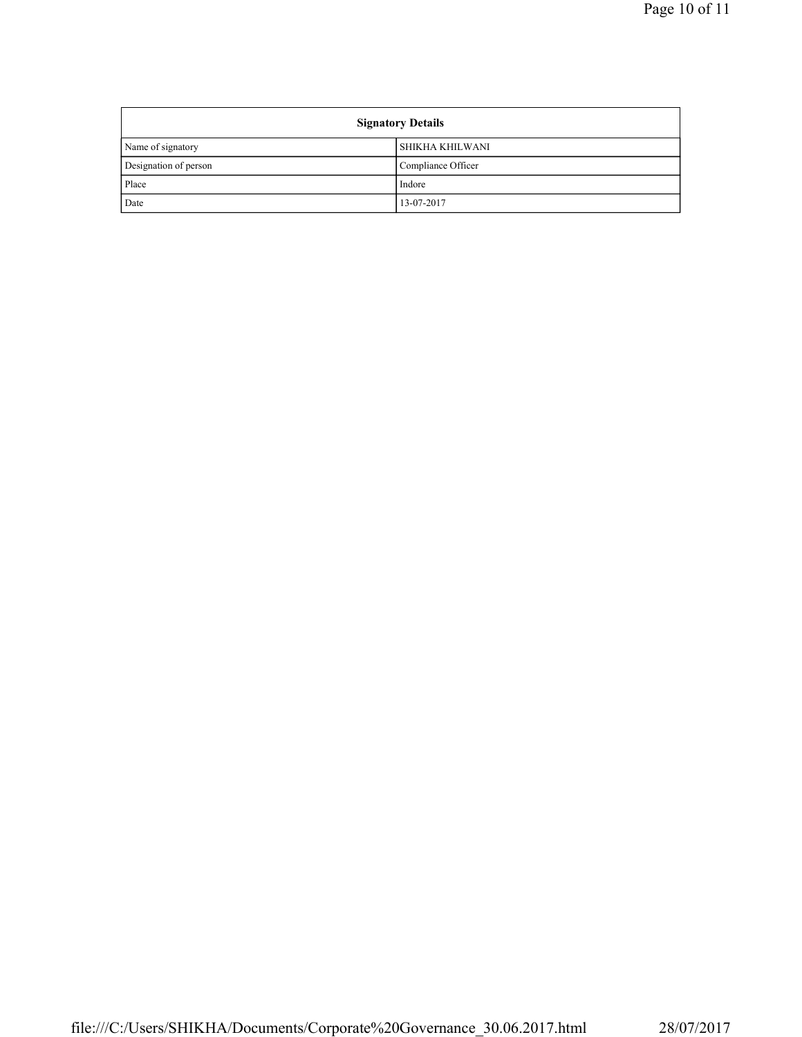| Signatory Details | |
|---|---|
| Name of signatory | SHIKHA KHILWANI |
| Designation of person | Compliance Officer |
| Place | Indore |
| Date | 13-07-2017 |